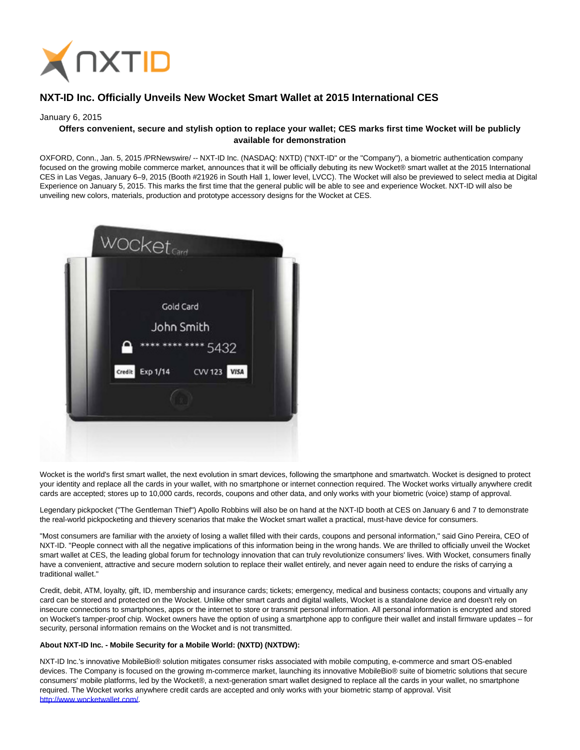# NXT-ID Inc. Officially Unveils New Wocket Smart Wallet at 2015 International CES

January 6, 2015

**Offers convenient, secure and stylish option to replace your wallet; CES marks first time Wocket will be publicly available for demonstration**

OXFORD, Conn., Jan. 5, 2015 /PRNewswire/ -- NXT-ID Inc. (NASDAQ: NXTD) ("NXT-ID" or the "Company"), a biometric authentication company focused on the growing mobile commerce market, announces that it will be officially debuting its new Wocket® smart wallet at the 2015 International CES in Las Vegas, January 6–9, 2015 (Booth #21926 in South Hall 1, lower level, LVCC). The Wocket will also be previewed to select media at Digital Experience on January 5, 2015. This marks the first time that the general public will be able to see and experience Wocket. NXT-ID will also be unveiling new colors, materials, production and prototype accessory designs for the Wocket at CES.

Wocket is the world's first smart wallet, the next evolution in smart devices, following the smartphone and smartwatch. Wocket is designed to protect your identity and replace all the cards in your wallet, with no smartphone or internet connection required. The Wocket works virtually anywhere credit cards are accepted; stores up to 10,000 cards, records, coupons and other data, and only works with your biometric (voice) stamp of approval.

Legendary pickpocket ("The Gentleman Thief") Apollo Robbins will also be on hand at the NXT-ID booth at CES on January 6 and 7 to demonstrate the real-world pickpocketing and thievery scenarios that make the Wocket smart wallet a practical, must-have device for consumers.

"Most consumers are familiar with the anxiety of losing a wallet filled with their cards, coupons and personal information," said Gino Pereira, CEO of NXT-ID. "People connect with all the negative implications of this information being in the wrong hands. We are thrilled to officially unveil the Wocket smart wallet at CES, the leading global forum for technology innovation that can truly revolutionize consumers' lives. With Wocket, consumers finally have a convenient, attractive and secure modern solution to replace their wallet entirely, and never again need to endure the risks of carrying a traditional wallet."

Credit, debit, ATM, loyalty, gift, ID, membership and insurance cards; tickets; emergency, medical and business contacts; coupons and virtually any card can be stored and protected on the Wocket. Unlike other smart cards and digital wallets, Wocket is a standalone device and doesn't rely on insecure connections to smartphones, apps or the internet to store or transmit personal information. All personal information is encrypted and stored on Wocket's tamper-proof chip. Wocket owners have the option of using a smartphone app to configure their wallet and install firmware updates – for security, personal information remains on the Wocket and is not transmitted.

**About NXT-ID Inc. - Mobile Security for a Mobile World: (NXTD) (NXTDW):**

NXT-ID Inc.'s innovative MobileBio® solution mitigates consumer risks associated with mobile computing, e-commerce and smart OS-enabled devices. The Company is focused on the growing m-commerce market, launching its innovative MobileBio® suite of biometric solutions that secure consumers' mobile platforms, led by the Wocket®, a next-generation smart wallet designed to replace all the cards in your wallet, no smartphone required. The Wocket works anywhere credit cards are accepted and only works with your biometric stamp of approval. Visit http://www.wocketwallet.com/.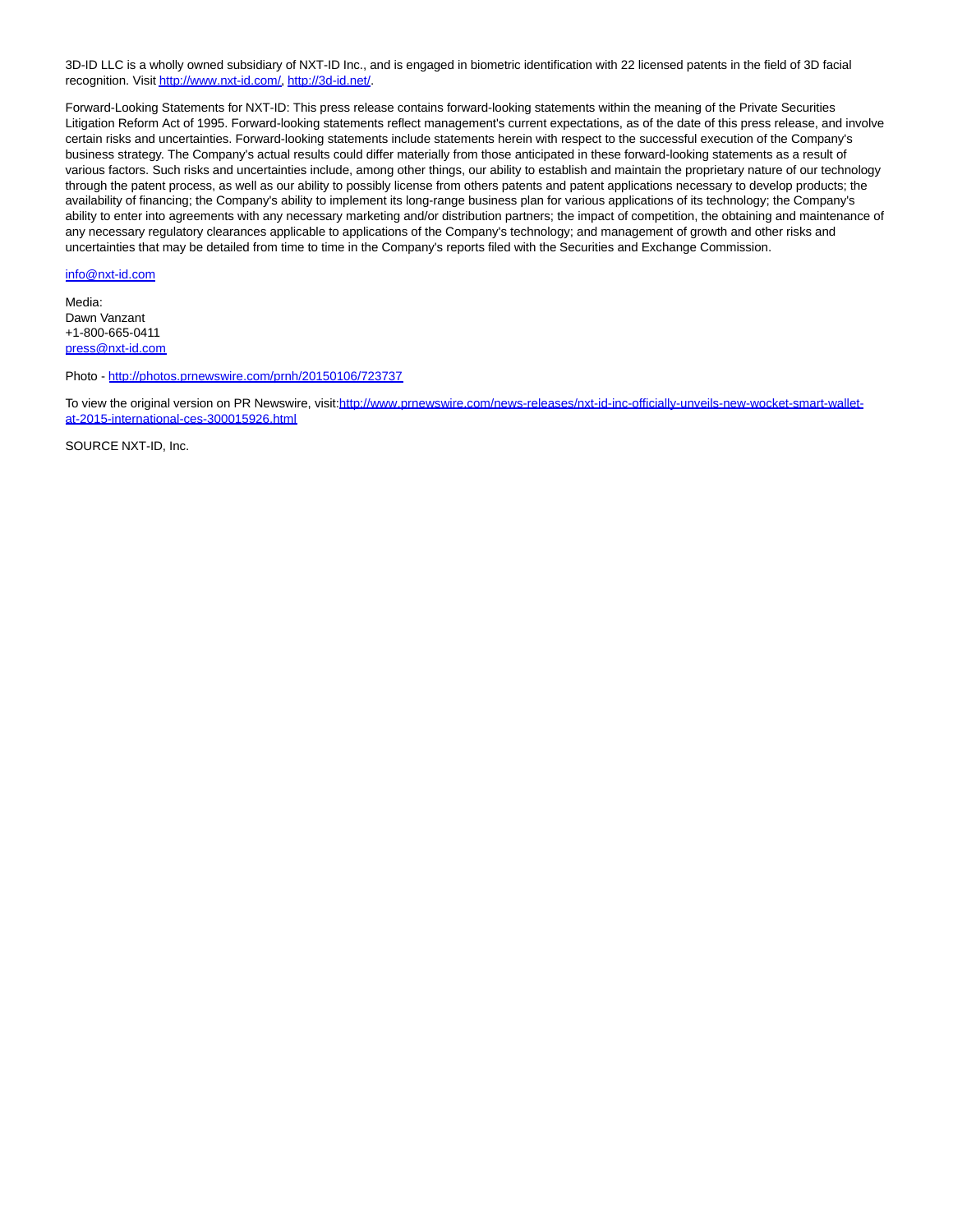3D-ID LLC is a wholly owned subsidiary of NXT-ID Inc., and is engaged in biometric identification with 22 licensed patents in the field of 3D facial recognition. Visit http://www.nxt-id.com/, http://3d-id.net/.

Forward-Looking Statements for NXT-ID: This press release contains forward-looking statements within the meaning of the Private Securities Litigation Reform Act of 1995. Forward-looking statements reflect management's current expectations, as of the date of this press release, and involve certain risks and uncertainties. Forward-looking statements include statements herein with respect to the successful execution of the Company's business strategy. The Company's actual results could differ materially from those anticipated in these forward-looking statements as a result of various factors. Such risks and uncertainties include, among other things, our ability to establish and maintain the proprietary nature of our technology through the patent process, as well as our ability to possibly license from others patents and patent applications necessary to develop products; the availability of financing; the Company's ability to implement its long-range business plan for various applications of its technology; the Company's ability to enter into agreements with any necessary marketing and/or distribution partners; the impact of competition, the obtaining and maintenance of any necessary regulatory clearances applicable to applications of the Company's technology; and management of growth and other risks and uncertainties that may be detailed from time to time in the Company's reports filed with the Securities and Exchange Commission.

info@nxt-id.com

Media:
Dawn Vanzant
+1-800-665-0411
press@nxt-id.com

Photo - http://photos.prnewswire.com/prnh/20150106/723737

To view the original version on PR Newswire, visit:http://www.prnewswire.com/news-releases/nxt-id-inc-officially-unveils-new-wocket-smart-wallet-at-2015-international-ces-300015926.html

SOURCE NXT-ID, Inc.